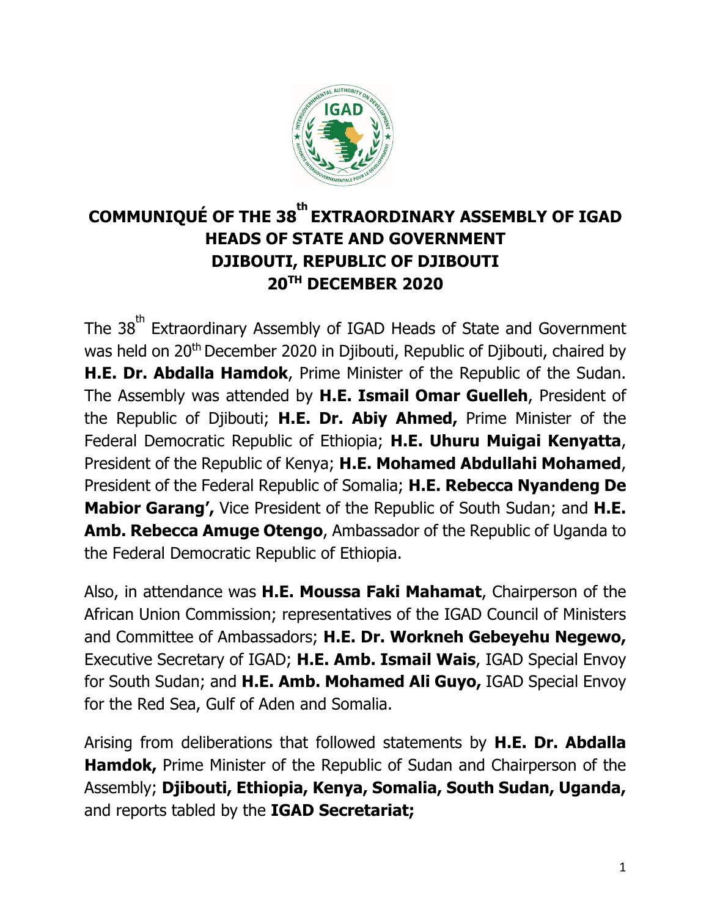# COMMUNIQUÉ OF THE 38th EXTRAORDINARY ASSEMBLY OF IGAD HEADS OF STATE AND GOVERNMENT DJIBOUTI, REPUBLIC OF DJIBOUTI 20TH DECEMBER 2020

The 38th Extraordinary Assembly of IGAD Heads of State and Government was held on 20th December 2020 in Djibouti, Republic of Djibouti, chaired by **H.E. Dr. Abdalla Hamdok**, Prime Minister of the Republic of the Sudan. The Assembly was attended by **H.E. Ismail Omar Guelleh**, President of the Republic of Djibouti; **H.E. Dr. Abiy Ahmed,** Prime Minister of the Federal Democratic Republic of Ethiopia; **H.E. Uhuru Muigai Kenyatta**, President of the Republic of Kenya; **H.E. Mohamed Abdullahi Mohamed**, President of the Federal Republic of Somalia; **H.E. Rebecca Nyandeng De Mabior Garang',** Vice President of the Republic of South Sudan; and **H.E. Amb. Rebecca Amuge Otengo**, Ambassador of the Republic of Uganda to the Federal Democratic Republic of Ethiopia.

Also, in attendance was **H.E. Moussa Faki Mahamat**, Chairperson of the African Union Commission; representatives of the IGAD Council of Ministers and Committee of Ambassadors; **H.E. Dr. Workneh Gebeyehu Negewo,** Executive Secretary of IGAD; **H.E. Amb. Ismail Wais**, IGAD Special Envoy for South Sudan; and **H.E. Amb. Mohamed Ali Guyo,** IGAD Special Envoy for the Red Sea, Gulf of Aden and Somalia.

Arising from deliberations that followed statements by **H.E. Dr. Abdalla Hamdok,** Prime Minister of the Republic of Sudan and Chairperson of the Assembly; **Djibouti, Ethiopia, Kenya, Somalia, South Sudan, Uganda,** and reports tabled by the **IGAD Secretariat;**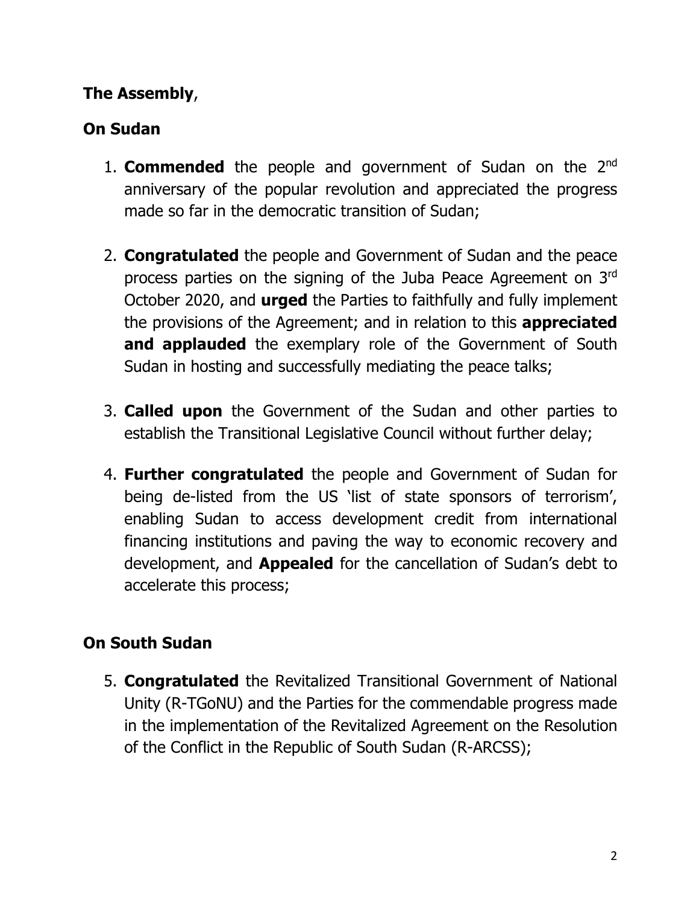**The Assembly**,

**On Sudan**

1. **Commended** the people and government of Sudan on the 2nd anniversary of the popular revolution and appreciated the progress made so far in the democratic transition of Sudan;

2. **Congratulated** the people and Government of Sudan and the peace process parties on the signing of the Juba Peace Agreement on 3rd October 2020, and **urged** the Parties to faithfully and fully implement the provisions of the Agreement; and in relation to this **appreciated and applauded** the exemplary role of the Government of South Sudan in hosting and successfully mediating the peace talks;

3. **Called upon** the Government of the Sudan and other parties to establish the Transitional Legislative Council without further delay;

4. **Further congratulated** the people and Government of Sudan for being de-listed from the US 'list of state sponsors of terrorism', enabling Sudan to access development credit from international financing institutions and paving the way to economic recovery and development, and **Appealed** for the cancellation of Sudan's debt to accelerate this process;

**On South Sudan**

5. **Congratulated** the Revitalized Transitional Government of National Unity (R-TGoNU) and the Parties for the commendable progress made in the implementation of the Revitalized Agreement on the Resolution of the Conflict in the Republic of South Sudan (R-ARCSS);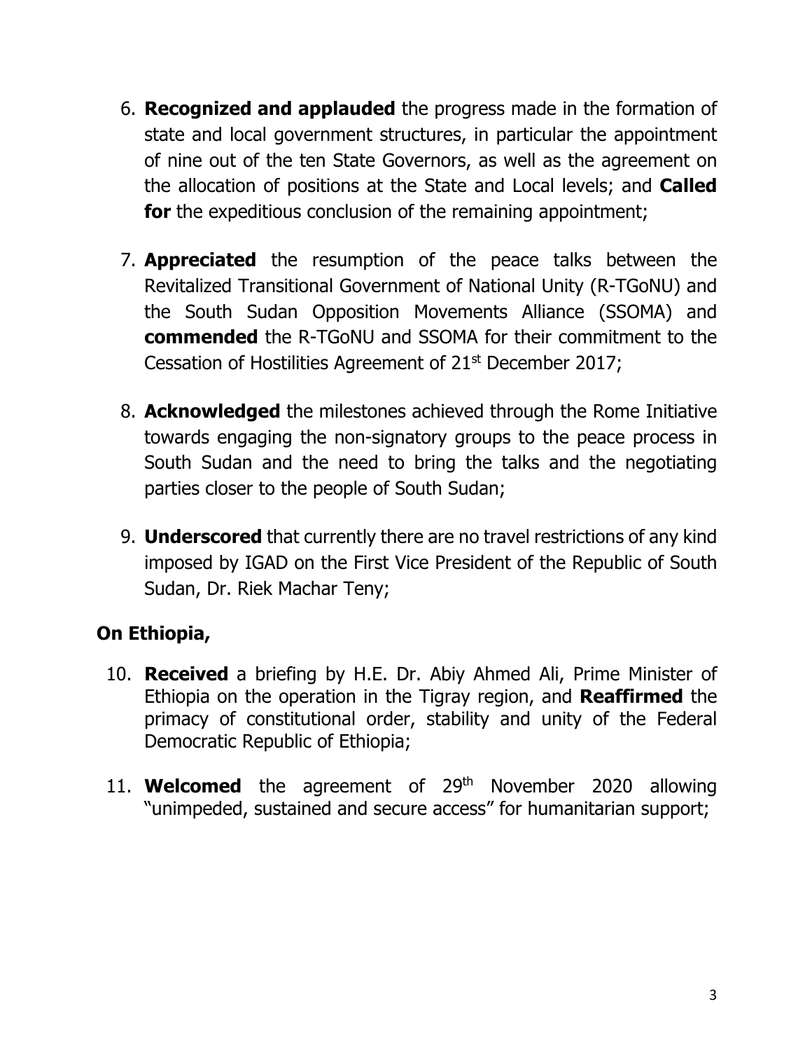6. **Recognized and applauded** the progress made in the formation of state and local government structures, in particular the appointment of nine out of the ten State Governors, as well as the agreement on the allocation of positions at the State and Local levels; and **Called for** the expeditious conclusion of the remaining appointment;

7. **Appreciated** the resumption of the peace talks between the Revitalized Transitional Government of National Unity (R-TGoNU) and the South Sudan Opposition Movements Alliance (SSOMA) and **commended** the R-TGoNU and SSOMA for their commitment to the Cessation of Hostilities Agreement of 21st December 2017;

8. **Acknowledged** the milestones achieved through the Rome Initiative towards engaging the non-signatory groups to the peace process in South Sudan and the need to bring the talks and the negotiating parties closer to the people of South Sudan;

9. **Underscored** that currently there are no travel restrictions of any kind imposed by IGAD on the First Vice President of the Republic of South Sudan, Dr. Riek Machar Teny;

## On Ethiopia,

10. **Received** a briefing by H.E. Dr. Abiy Ahmed Ali, Prime Minister of Ethiopia on the operation in the Tigray region, and **Reaffirmed** the primacy of constitutional order, stability and unity of the Federal Democratic Republic of Ethiopia;

11. **Welcomed** the agreement of 29th November 2020 allowing "unimpeded, sustained and secure access" for humanitarian support;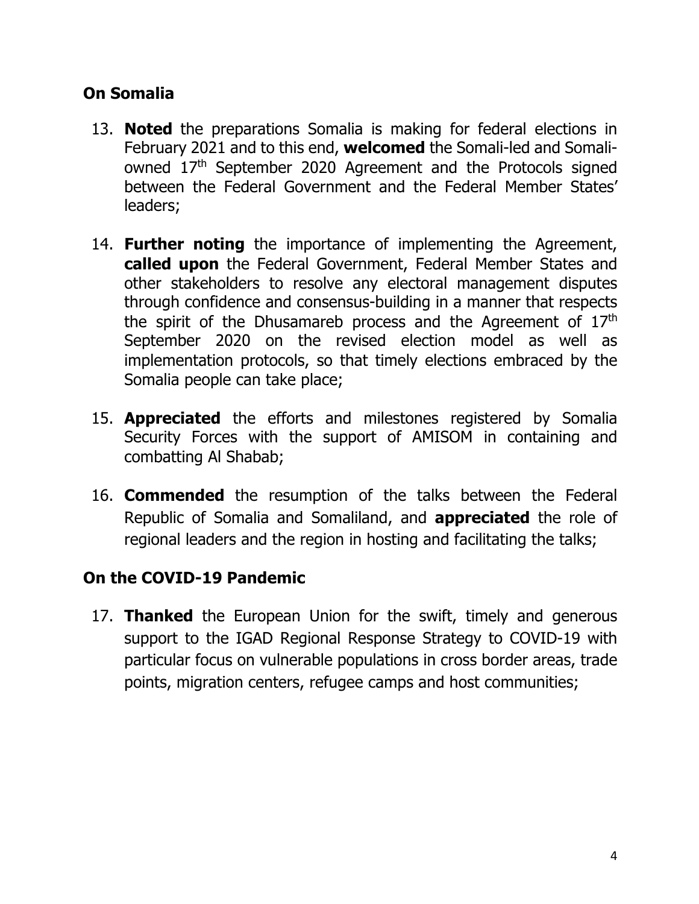## On Somalia

13. **Noted** the preparations Somalia is making for federal elections in February 2021 and to this end, **welcomed** the Somali-led and Somali-owned 17th September 2020 Agreement and the Protocols signed between the Federal Government and the Federal Member States' leaders;

14. **Further noting** the importance of implementing the Agreement, **called upon** the Federal Government, Federal Member States and other stakeholders to resolve any electoral management disputes through confidence and consensus-building in a manner that respects the spirit of the Dhusamareb process and the Agreement of 17th September 2020 on the revised election model as well as implementation protocols, so that timely elections embraced by the Somalia people can take place;

15. **Appreciated** the efforts and milestones registered by Somalia Security Forces with the support of AMISOM in containing and combatting Al Shabab;

16. **Commended** the resumption of the talks between the Federal Republic of Somalia and Somaliland, and **appreciated** the role of regional leaders and the region in hosting and facilitating the talks;

## On the COVID-19 Pandemic

17. **Thanked** the European Union for the swift, timely and generous support to the IGAD Regional Response Strategy to COVID-19 with particular focus on vulnerable populations in cross border areas, trade points, migration centers, refugee camps and host communities;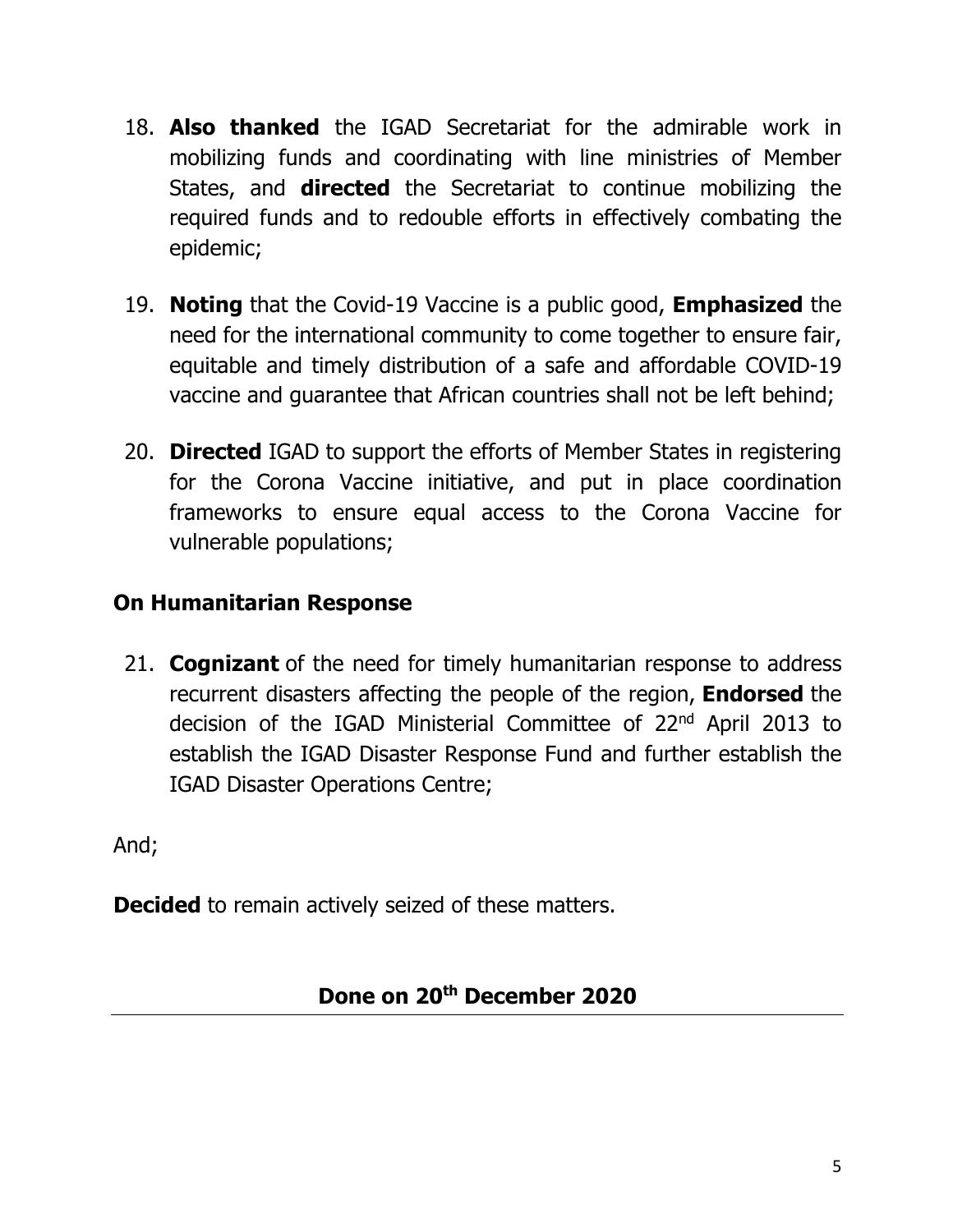18. **Also thanked** the IGAD Secretariat for the admirable work in mobilizing funds and coordinating with line ministries of Member States, and **directed** the Secretariat to continue mobilizing the required funds and to redouble efforts in effectively combating the epidemic;

19. **Noting** that the Covid-19 Vaccine is a public good, **Emphasized** the need for the international community to come together to ensure fair, equitable and timely distribution of a safe and affordable COVID-19 vaccine and guarantee that African countries shall not be left behind;

20. **Directed** IGAD to support the efforts of Member States in registering for the Corona Vaccine initiative, and put in place coordination frameworks to ensure equal access to the Corona Vaccine for vulnerable populations;

## On Humanitarian Response

21. **Cognizant** of the need for timely humanitarian response to address recurrent disasters affecting the people of the region, **Endorsed** the decision of the IGAD Ministerial Committee of 22nd April 2013 to establish the IGAD Disaster Response Fund and further establish the IGAD Disaster Operations Centre;

And;

**Decided** to remain actively seized of these matters.

**Done on 20th December 2020**